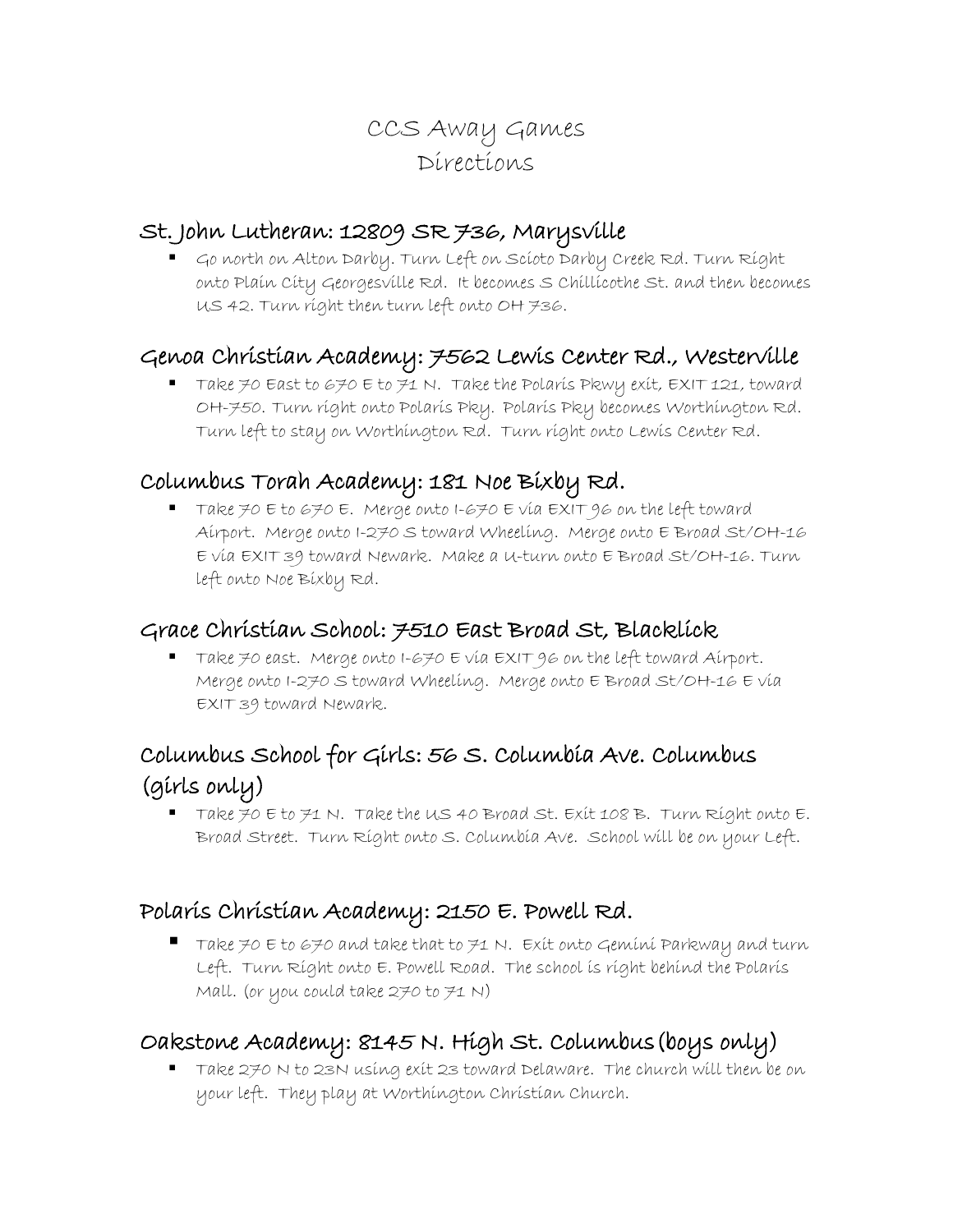# CCS Away Games
# Directions

## St. John Lutheran: 12809 SR 736, Marysville

- Go north on Alton Darby. Turn Left on Scioto Darby Creek Rd. Turn Right onto Plain City Georgesville Rd. It becomes S Chillicothe St. and then becomes US 42. Turn right then turn left onto OH 736.

## Genoa Christian Academy: 7562 Lewis Center Rd., Westerville

- Take 70 East to 670 E to 71 N. Take the Polaris Pkwy exit, EXIT 121, toward OH-750. Turn right onto Polaris Pky. Polaris Pky becomes Worthington Rd. Turn left to stay on Worthington Rd. Turn right onto Lewis Center Rd.

## Columbus Torah Academy: 181 Noe Bixby Rd.

- Take 70 E to 670 E. Merge onto I-670 E via EXIT 96 on the left toward Airport. Merge onto I-270 S toward Wheeling. Merge onto E Broad St/OH-16 E via EXIT 39 toward Newark. Make a U-turn onto E Broad St/OH-16. Turn left onto Noe Bixby Rd.

## Grace Christian School: 7510 East Broad St, Blacklick

- Take 70 east. Merge onto I-670 E via EXIT 96 on the left toward Airport. Merge onto I-270 S toward Wheeling. Merge onto E Broad St/OH-16 E via EXIT 39 toward Newark.

## Columbus School for Girls: 56 S. Columbia Ave. Columbus (girls only)

- Take 70 E to 71 N. Take the US 40 Broad St. Exit 108 B. Turn Right onto E. Broad Street. Turn Right onto S. Columbia Ave. School will be on your Left.

## Polaris Christian Academy: 2150 E. Powell Rd.

- Take 70 E to 670 and take that to 71 N. Exit onto Gemini Parkway and turn Left. Turn Right onto E. Powell Road. The school is right behind the Polaris Mall. (or you could take 270 to 71 N)

## Oakstone Academy: 8145 N. High St. Columbus (boys only)

- Take 270 N to 23N using exit 23 toward Delaware. The church will then be on your left. They play at Worthington Christian Church.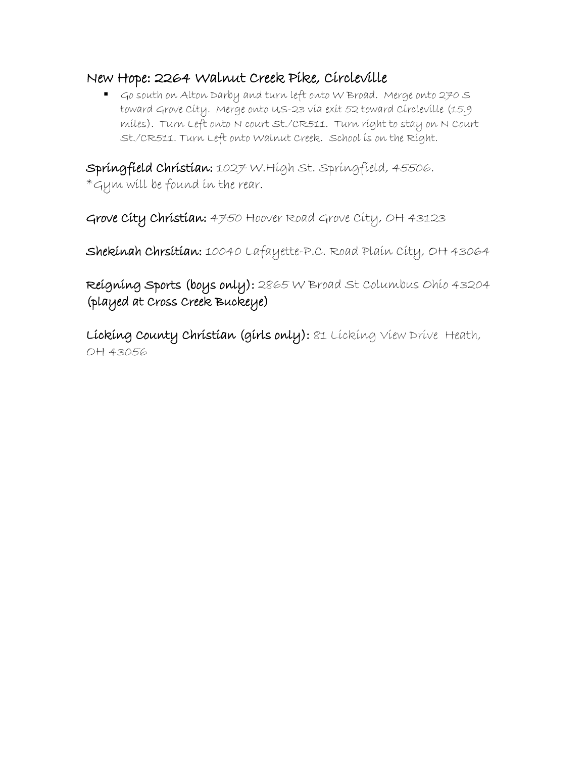**New Hope: 2264 Walnut Creek Pike, Circleville**

- Go south on Alton Darby and turn left onto W Broad. Merge onto 270 S toward Grove City. Merge onto US-23 via exit 52 toward Circleville (15.9 miles). Turn Left onto N court St./CR511. Turn right to stay on N Court St./CR511. Turn Left onto Walnut Creek. School is on the Right.

**Springfield Christian:** 1027 W.High St. Springfield, 45506.
*Gym will be found in the rear.

**Grove City Christian:** 4750 Hoover Road Grove City, OH 43123

**Shekinah Chrsitian:** 10040 Lafayette-P.C. Road Plain City, OH 43064

**Reigning Sports (boys only):** 2865 W Broad St Columbus Ohio 43204 **(played at Cross Creek Buckeye)**

**Licking County Christian (girls only):** 81 Licking View Drive Heath, OH 43056